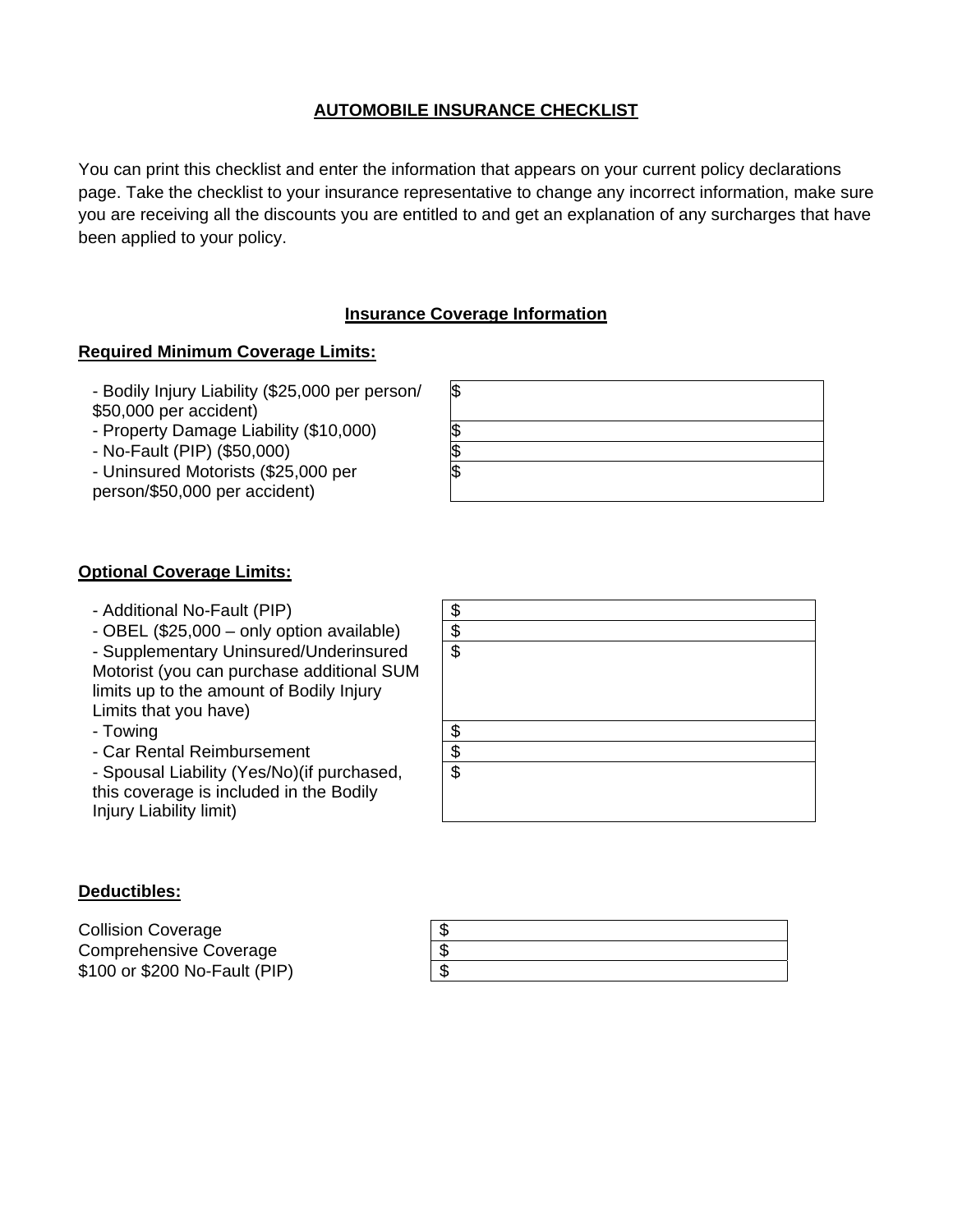# AUTOMOBILE INSURANCE CHECKLIST

You can print this checklist and enter the information that appears on your current policy declarations page. Take the checklist to your insurance representative to change any incorrect information, make sure you are receiving all the discounts you are entitled to and get an explanation of any surcharges that have been applied to your policy.

## Insurance Coverage Information

### Required Minimum Coverage Limits:

| Coverage | Amount |
|---|---|
| - Bodily Injury Liability ($25,000 per person/ $50,000 per accident) | $ |
| - Property Damage Liability ($10,000) | $ |
| - No-Fault (PIP) ($50,000) | $ |
| - Uninsured Motorists ($25,000 per person/$50,000 per accident) | $ |

### Optional Coverage Limits:

| Coverage | Amount |
|---|---|
| - Additional No-Fault (PIP) | $ |
| - OBEL ($25,000 – only option available) | $ |
| - Supplementary Uninsured/Underinsured Motorist (you can purchase additional SUM limits up to the amount of Bodily Injury Limits that you have) | $ |
| - Towing | $ |
| - Car Rental Reimbursement | $ |
| - Spousal Liability (Yes/No)(if purchased, this coverage is included in the Bodily Injury Liability limit) | $ |

### Deductibles:

| Coverage | Amount |
|---|---|
| Collision Coverage | $ |
| Comprehensive Coverage | $ |
| $100 or $200 No-Fault (PIP) | $ |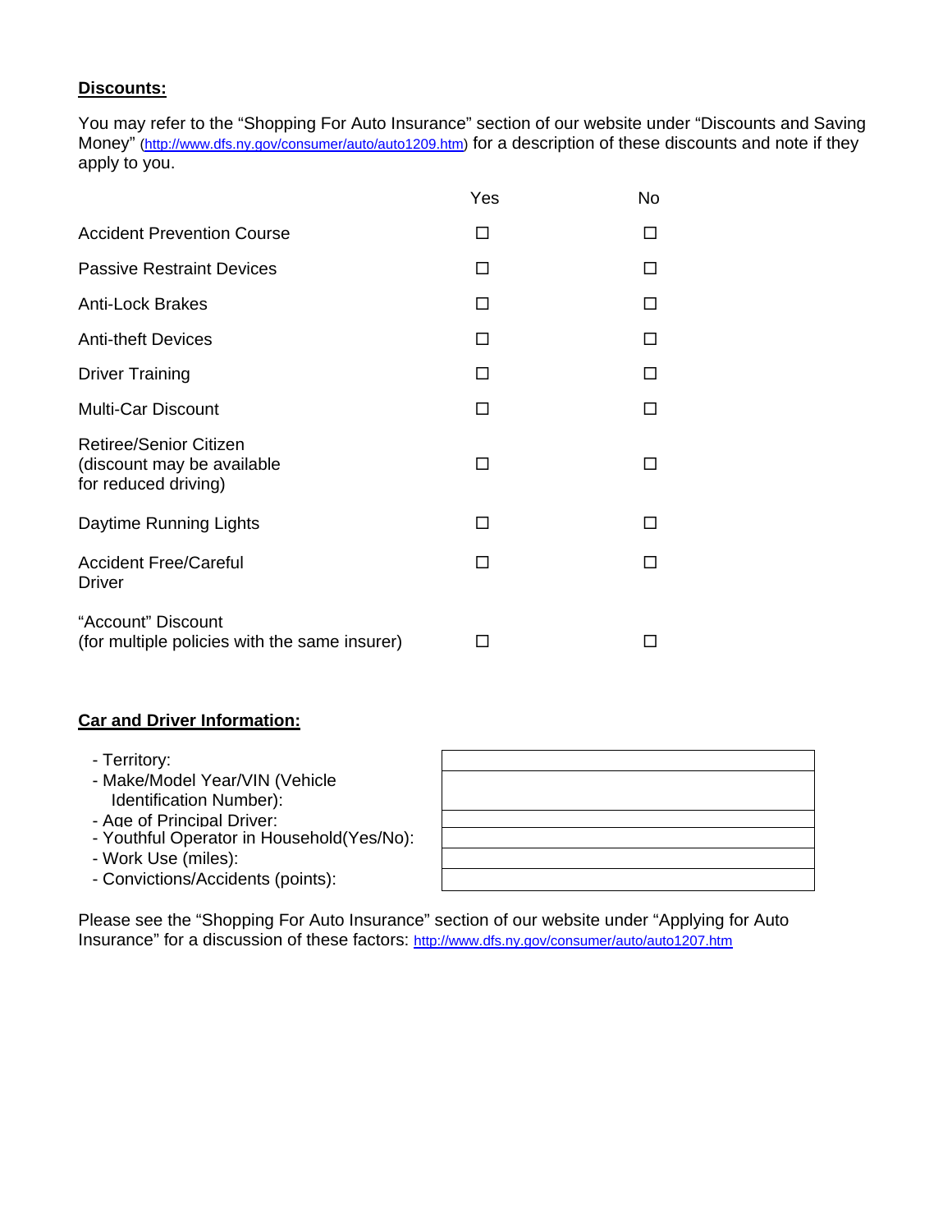**Discounts:**

You may refer to the “Shopping For Auto Insurance” section of our website under “Discounts and Saving Money” (http://www.dfs.ny.gov/consumer/auto/auto1209.htm) for a description of these discounts and note if they apply to you.

| | Yes | No |
|---|---|---|
| Accident Prevention Course | ☐ | ☐ |
| Passive Restraint Devices | ☐ | ☐ |
| Anti-Lock Brakes | ☐ | ☐ |
| Anti-theft Devices | ☐ | ☐ |
| Driver Training | ☐ | ☐ |
| Multi-Car Discount | ☐ | ☐ |
| Retiree/Senior Citizen (discount may be available for reduced driving) | ☐ | ☐ |
| Daytime Running Lights | ☐ | ☐ |
| Accident Free/Careful Driver | ☐ | ☐ |
| “Account” Discount (for multiple policies with the same insurer) | ☐ | ☐ |

**Car and Driver Information:**

| | |
|---|---|
| - Territory: | |
| - Make/Model Year/VIN (Vehicle Identification Number): | |
| - Age of Principal Driver: | |
| - Youthful Operator in Household(Yes/No): | |
| - Work Use (miles): | |
| - Convictions/Accidents (points): | |

Please see the “Shopping For Auto Insurance” section of our website under “Applying for Auto Insurance” for a discussion of these factors: http://www.dfs.ny.gov/consumer/auto/auto1207.htm